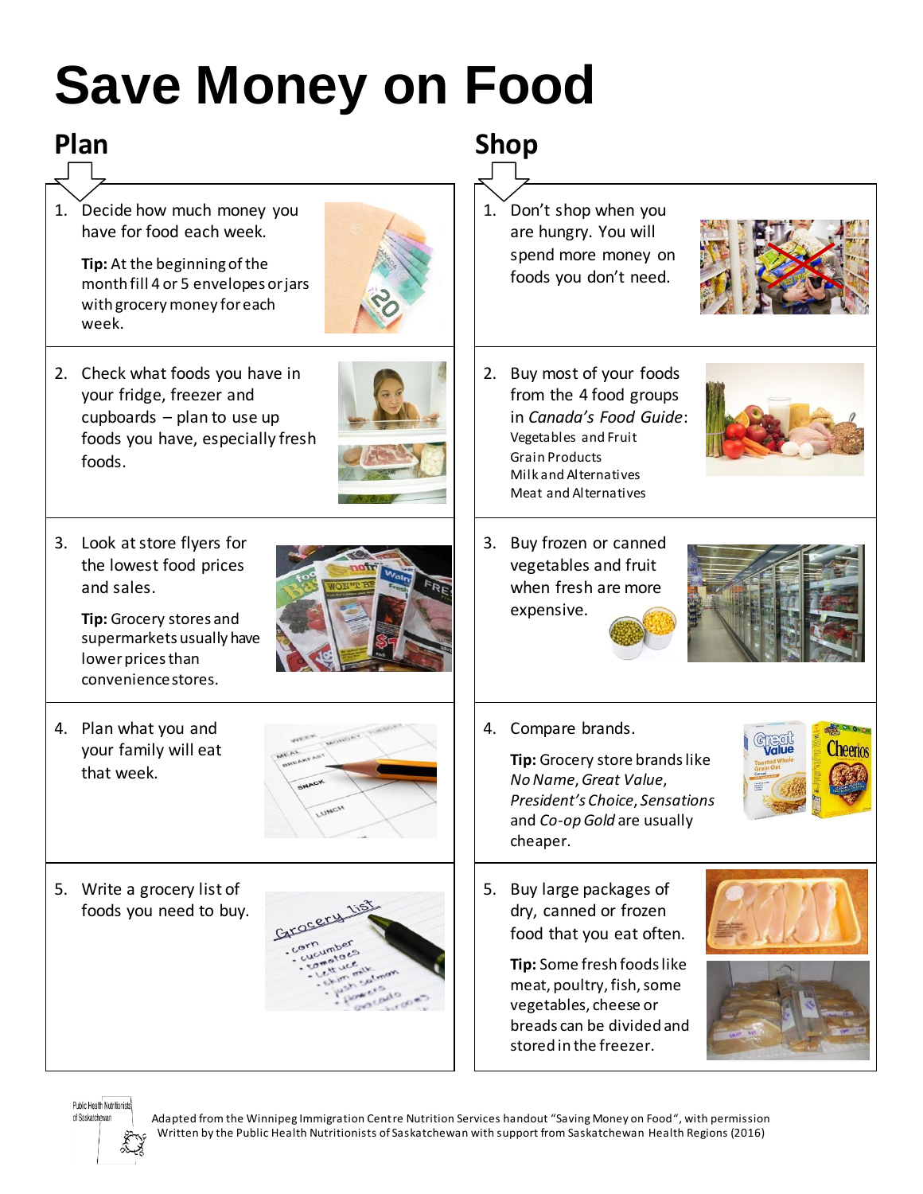# Save Money on Food

## Plan

1. Decide how much money you have for food each week.

   **Tip:** At the beginning of the month fill 4 or 5 envelopes or jars with grocery money for each week.

2. Check what foods you have in your fridge, freezer and cupboards – plan to use up foods you have, especially fresh foods.

3. Look at store flyers for the lowest food prices and sales.

   **Tip:** Grocery stores and supermarkets usually have lower prices than convenience stores.

4. Plan what you and your family will eat that week.

5. Write a grocery list of foods you need to buy.

## Shop

1. Don't shop when you are hungry. You will spend more money on foods you don't need.

2. Buy most of your foods from the 4 food groups in *Canada's Food Guide*:
   - Vegetables and Fruit
   - Grain Products
   - Milk and Alternatives
   - Meat and Alternatives

3. Buy frozen or canned vegetables and fruit when fresh are more expensive.

4. Compare brands.

   **Tip:** Grocery store brands like *No Name*, *Great Value*, *President's Choice*, *Sensations* and *Co-op Gold* are usually cheaper.

5. Buy large packages of dry, canned or frozen food that you eat often.

   **Tip:** Some fresh foods like meat, poultry, fish, some vegetables, cheese or breads can be divided and stored in the freezer.

Public Health Nutritionists of Saskatchewan

Adapted from the Winnipeg Immigration Centre Nutrition Services handout "Saving Money on Food", with permission
Written by the Public Health Nutritionists of Saskatchewan with support from Saskatchewan Health Regions (2016)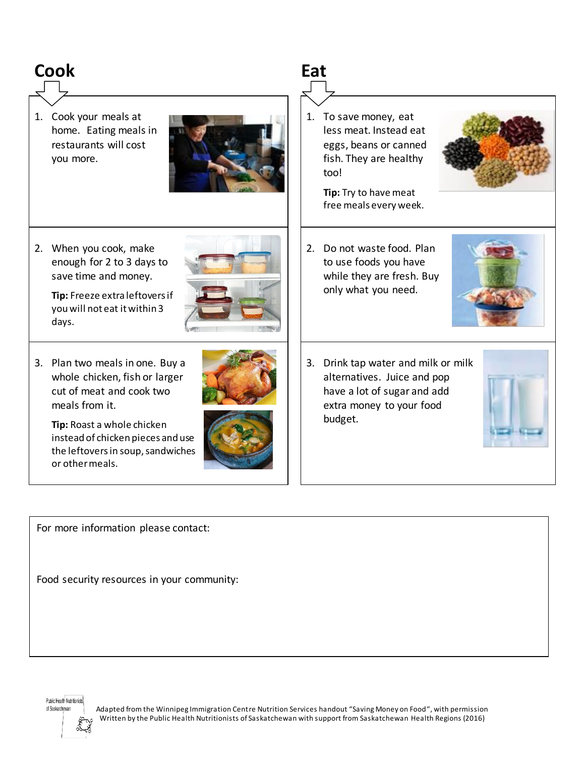## Cook

1. Cook your meals at home. Eating meals in restaurants will cost you more.

2. When you cook, make enough for 2 to 3 days to save time and money.

   **Tip:** Freeze extra leftovers if you will not eat it within 3 days.

3. Plan two meals in one. Buy a whole chicken, fish or larger cut of meat and cook two meals from it.

   **Tip:** Roast a whole chicken instead of chicken pieces and use the leftovers in soup, sandwiches or other meals.

## Eat

1. To save money, eat less meat. Instead eat eggs, beans or canned fish. They are healthy too!

   **Tip:** Try to have meat free meals every week.

2. Do not waste food. Plan to use foods you have while they are fresh. Buy only what you need.

3. Drink tap water and milk or milk alternatives. Juice and pop have a lot of sugar and add extra money to your food budget.

For more information please contact:

Food security resources in your community:

Public Health Nutritionists of Saskatchewan

Adapted from the Winnipeg Immigration Centre Nutrition Services handout "Saving Money on Food", with permission
Written by the Public Health Nutritionists of Saskatchewan with support from Saskatchewan Health Regions (2016)